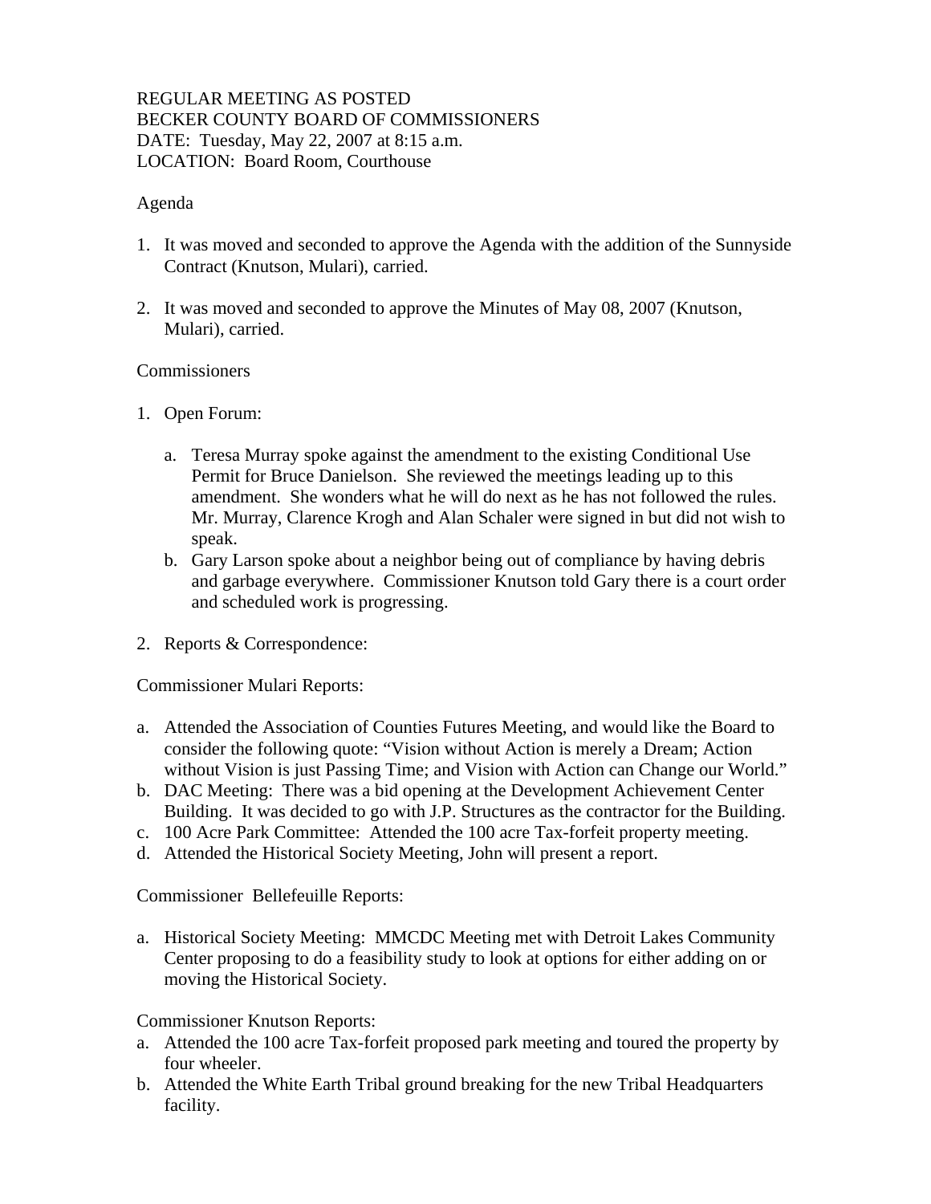REGULAR MEETING AS POSTED
BECKER COUNTY BOARD OF COMMISSIONERS
DATE: Tuesday, May 22, 2007 at 8:15 a.m.
LOCATION: Board Room, Courthouse

Agenda

1. It was moved and seconded to approve the Agenda with the addition of the Sunnyside Contract (Knutson, Mulari), carried.

2. It was moved and seconded to approve the Minutes of May 08, 2007 (Knutson, Mulari), carried.

Commissioners

1. Open Forum:

   a. Teresa Murray spoke against the amendment to the existing Conditional Use Permit for Bruce Danielson. She reviewed the meetings leading up to this amendment. She wonders what he will do next as he has not followed the rules. Mr. Murray, Clarence Krogh and Alan Schaler were signed in but did not wish to speak.
   b. Gary Larson spoke about a neighbor being out of compliance by having debris and garbage everywhere. Commissioner Knutson told Gary there is a court order and scheduled work is progressing.

2. Reports & Correspondence:

Commissioner Mulari Reports:

a. Attended the Association of Counties Futures Meeting, and would like the Board to consider the following quote: "Vision without Action is merely a Dream; Action without Vision is just Passing Time; and Vision with Action can Change our World."
b. DAC Meeting: There was a bid opening at the Development Achievement Center Building. It was decided to go with J.P. Structures as the contractor for the Building.
c. 100 Acre Park Committee: Attended the 100 acre Tax-forfeit property meeting.
d. Attended the Historical Society Meeting, John will present a report.

Commissioner Bellefeuille Reports:

a. Historical Society Meeting: MMCDC Meeting met with Detroit Lakes Community Center proposing to do a feasibility study to look at options for either adding on or moving the Historical Society.

Commissioner Knutson Reports:

a. Attended the 100 acre Tax-forfeit proposed park meeting and toured the property by four wheeler.
b. Attended the White Earth Tribal ground breaking for the new Tribal Headquarters facility.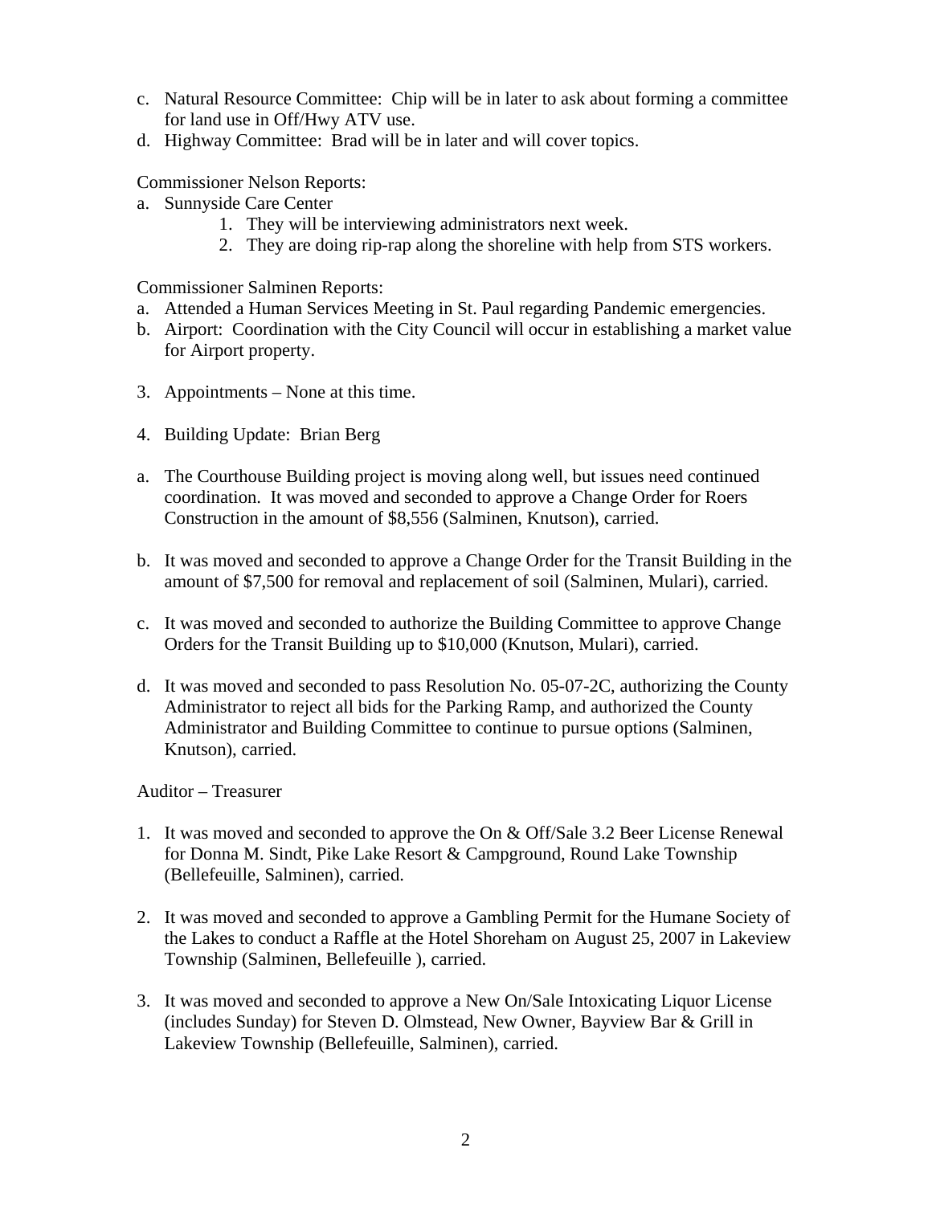c. Natural Resource Committee: Chip will be in later to ask about forming a committee for land use in Off/Hwy ATV use.
d. Highway Committee: Brad will be in later and will cover topics.

Commissioner Nelson Reports:

a. Sunnyside Care Center
    1. They will be interviewing administrators next week.
    2. They are doing rip-rap along the shoreline with help from STS workers.

Commissioner Salminen Reports:

a. Attended a Human Services Meeting in St. Paul regarding Pandemic emergencies.
b. Airport: Coordination with the City Council will occur in establishing a market value for Airport property.

3. Appointments – None at this time.

4. Building Update: Brian Berg

a. The Courthouse Building project is moving along well, but issues need continued coordination. It was moved and seconded to approve a Change Order for Roers Construction in the amount of $8,556 (Salminen, Knutson), carried.

b. It was moved and seconded to approve a Change Order for the Transit Building in the amount of $7,500 for removal and replacement of soil (Salminen, Mulari), carried.

c. It was moved and seconded to authorize the Building Committee to approve Change Orders for the Transit Building up to $10,000 (Knutson, Mulari), carried.

d. It was moved and seconded to pass Resolution No. 05-07-2C, authorizing the County Administrator to reject all bids for the Parking Ramp, and authorized the County Administrator and Building Committee to continue to pursue options (Salminen, Knutson), carried.

Auditor – Treasurer

1. It was moved and seconded to approve the On & Off/Sale 3.2 Beer License Renewal for Donna M. Sindt, Pike Lake Resort & Campground, Round Lake Township (Bellefeuille, Salminen), carried.

2. It was moved and seconded to approve a Gambling Permit for the Humane Society of the Lakes to conduct a Raffle at the Hotel Shoreham on August 25, 2007 in Lakeview Township (Salminen, Bellefeuille ), carried.

3. It was moved and seconded to approve a New On/Sale Intoxicating Liquor License (includes Sunday) for Steven D. Olmstead, New Owner, Bayview Bar & Grill in Lakeview Township (Bellefeuille, Salminen), carried.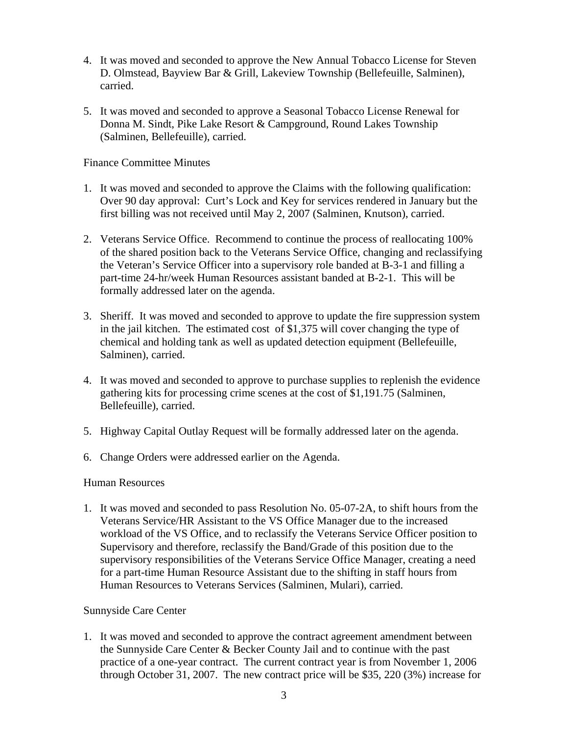4. It was moved and seconded to approve the New Annual Tobacco License for Steven D. Olmstead, Bayview Bar & Grill, Lakeview Township (Bellefeuille, Salminen), carried.

5. It was moved and seconded to approve a Seasonal Tobacco License Renewal for Donna M. Sindt, Pike Lake Resort & Campground, Round Lakes Township (Salminen, Bellefeuille), carried.

Finance Committee Minutes

1. It was moved and seconded to approve the Claims with the following qualification: Over 90 day approval: Curt's Lock and Key for services rendered in January but the first billing was not received until May 2, 2007 (Salminen, Knutson), carried.

2. Veterans Service Office. Recommend to continue the process of reallocating 100% of the shared position back to the Veterans Service Office, changing and reclassifying the Veteran's Service Officer into a supervisory role banded at B-3-1 and filling a part-time 24-hr/week Human Resources assistant banded at B-2-1. This will be formally addressed later on the agenda.

3. Sheriff. It was moved and seconded to approve to update the fire suppression system in the jail kitchen. The estimated cost of $1,375 will cover changing the type of chemical and holding tank as well as updated detection equipment (Bellefeuille, Salminen), carried.

4. It was moved and seconded to approve to purchase supplies to replenish the evidence gathering kits for processing crime scenes at the cost of $1,191.75 (Salminen, Bellefeuille), carried.

5. Highway Capital Outlay Request will be formally addressed later on the agenda.

6. Change Orders were addressed earlier on the Agenda.

Human Resources

1. It was moved and seconded to pass Resolution No. 05-07-2A, to shift hours from the Veterans Service/HR Assistant to the VS Office Manager due to the increased workload of the VS Office, and to reclassify the Veterans Service Officer position to Supervisory and therefore, reclassify the Band/Grade of this position due to the supervisory responsibilities of the Veterans Service Office Manager, creating a need for a part-time Human Resource Assistant due to the shifting in staff hours from Human Resources to Veterans Services (Salminen, Mulari), carried.

Sunnyside Care Center

1. It was moved and seconded to approve the contract agreement amendment between the Sunnyside Care Center & Becker County Jail and to continue with the past practice of a one-year contract. The current contract year is from November 1, 2006 through October 31, 2007. The new contract price will be $35, 220 (3%) increase for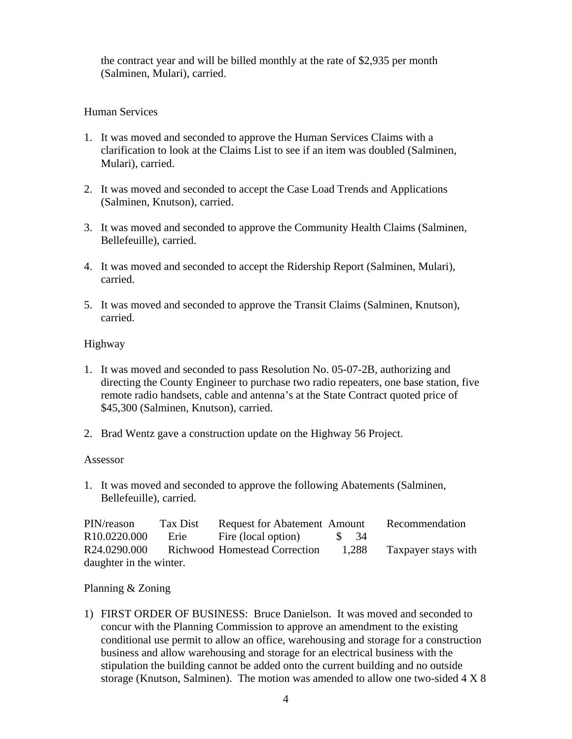the contract year and will be billed monthly at the rate of $2,935 per month (Salminen, Mulari), carried.

Human Services

1. It was moved and seconded to approve the Human Services Claims with a clarification to look at the Claims List to see if an item was doubled (Salminen, Mulari), carried.

2. It was moved and seconded to accept the Case Load Trends and Applications (Salminen, Knutson), carried.

3. It was moved and seconded to approve the Community Health Claims (Salminen, Bellefeuille), carried.

4. It was moved and seconded to accept the Ridership Report (Salminen, Mulari), carried.

5. It was moved and seconded to approve the Transit Claims (Salminen, Knutson), carried.

Highway

1. It was moved and seconded to pass Resolution No. 05-07-2B, authorizing and directing the County Engineer to purchase two radio repeaters, one base station, five remote radio handsets, cable and antenna's at the State Contract quoted price of $45,300 (Salminen, Knutson), carried.

2. Brad Wentz gave a construction update on the Highway 56 Project.

Assessor

1. It was moved and seconded to approve the following Abatements (Salminen, Bellefeuille), carried.

| PIN/reason | Tax Dist | Request for Abatement | Amount | Recommendation |
|---|---|---|---|---|
| R10.0220.000 | Erie | Fire (local option) | $ 34 | |
| R24.0290.000 | Richwood | Homestead Correction | 1,288 | Taxpayer stays with daughter in the winter. |

Planning & Zoning

1) FIRST ORDER OF BUSINESS: Bruce Danielson. It was moved and seconded to concur with the Planning Commission to approve an amendment to the existing conditional use permit to allow an office, warehousing and storage for a construction business and allow warehousing and storage for an electrical business with the stipulation the building cannot be added onto the current building and no outside storage (Knutson, Salminen). The motion was amended to allow one two-sided 4 X 8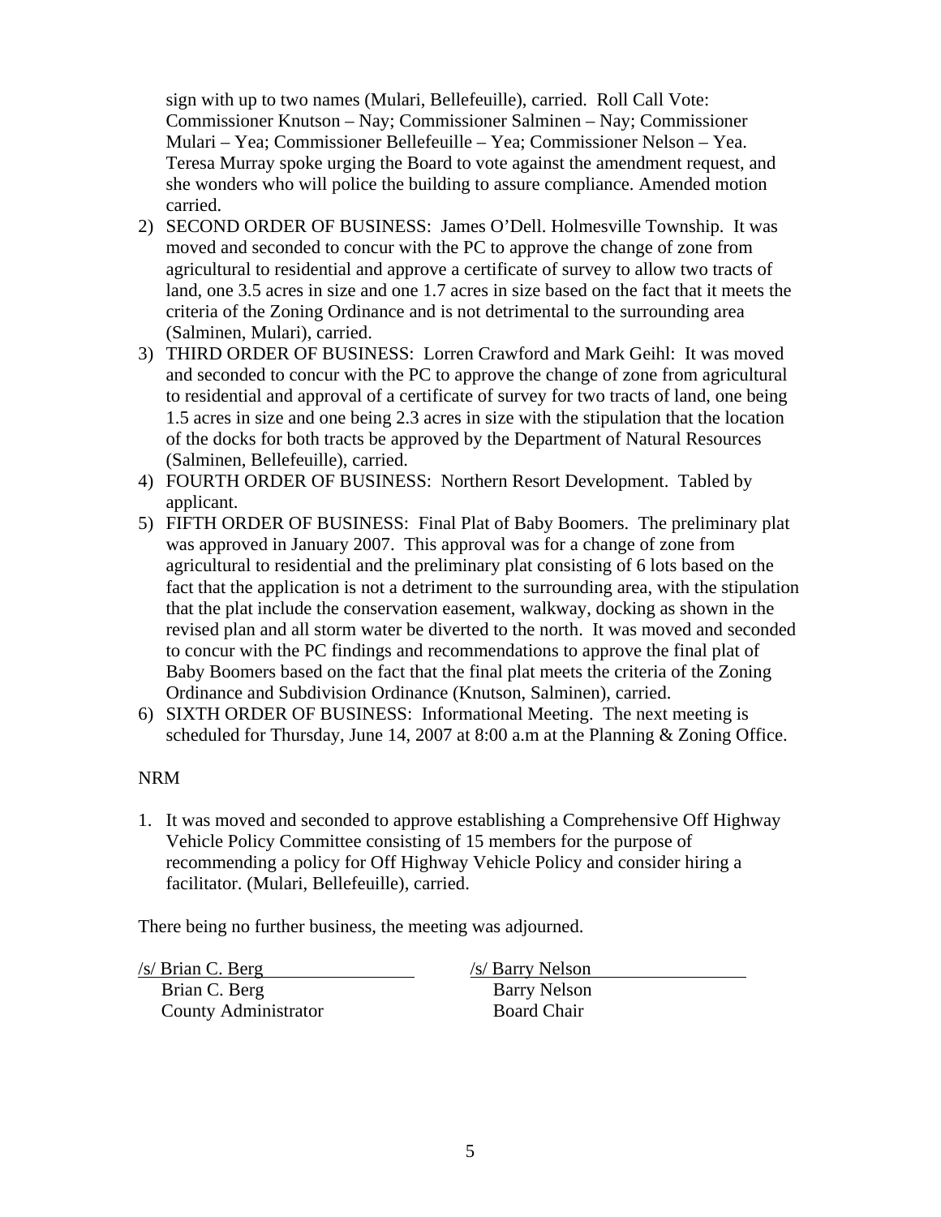sign with up to two names (Mulari, Bellefeuille), carried. Roll Call Vote: Commissioner Knutson – Nay; Commissioner Salminen – Nay; Commissioner Mulari – Yea; Commissioner Bellefeuille – Yea; Commissioner Nelson – Yea. Teresa Murray spoke urging the Board to vote against the amendment request, and she wonders who will police the building to assure compliance. Amended motion carried.

2) SECOND ORDER OF BUSINESS: James O'Dell. Holmesville Township. It was moved and seconded to concur with the PC to approve the change of zone from agricultural to residential and approve a certificate of survey to allow two tracts of land, one 3.5 acres in size and one 1.7 acres in size based on the fact that it meets the criteria of the Zoning Ordinance and is not detrimental to the surrounding area (Salminen, Mulari), carried.
3) THIRD ORDER OF BUSINESS: Lorren Crawford and Mark Geihl: It was moved and seconded to concur with the PC to approve the change of zone from agricultural to residential and approval of a certificate of survey for two tracts of land, one being 1.5 acres in size and one being 2.3 acres in size with the stipulation that the location of the docks for both tracts be approved by the Department of Natural Resources (Salminen, Bellefeuille), carried.
4) FOURTH ORDER OF BUSINESS: Northern Resort Development. Tabled by applicant.
5) FIFTH ORDER OF BUSINESS: Final Plat of Baby Boomers. The preliminary plat was approved in January 2007. This approval was for a change of zone from agricultural to residential and the preliminary plat consisting of 6 lots based on the fact that the application is not a detriment to the surrounding area, with the stipulation that the plat include the conservation easement, walkway, docking as shown in the revised plan and all storm water be diverted to the north. It was moved and seconded to concur with the PC findings and recommendations to approve the final plat of Baby Boomers based on the fact that the final plat meets the criteria of the Zoning Ordinance and Subdivision Ordinance (Knutson, Salminen), carried.
6) SIXTH ORDER OF BUSINESS: Informational Meeting. The next meeting is scheduled for Thursday, June 14, 2007 at 8:00 a.m at the Planning & Zoning Office.

NRM

1. It was moved and seconded to approve establishing a Comprehensive Off Highway Vehicle Policy Committee consisting of 15 members for the purpose of recommending a policy for Off Highway Vehicle Policy and consider hiring a facilitator. (Mulari, Bellefeuille), carried.

There being no further business, the meeting was adjourned.

/s/ Brian C. Berg
Brian C. Berg
County Administrator

/s/ Barry Nelson
Barry Nelson
Board Chair